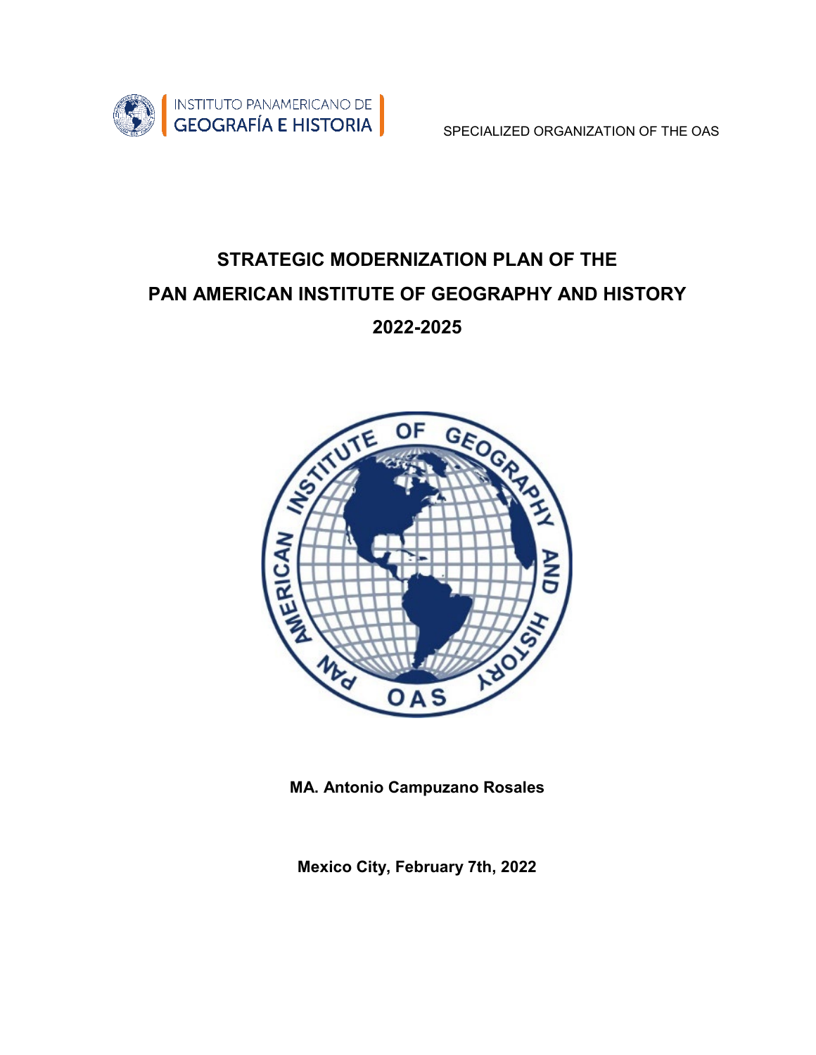INSTITUTO PANAMERICANO DE GEOGRAFÍA E HISTORIA

SPECIALIZED ORGANIZATION OF THE OAS

# STRATEGIC MODERNIZATION PLAN OF THE PAN AMERICAN INSTITUTE OF GEOGRAPHY AND HISTORY 2022-2025

**MA. Antonio Campuzano Rosales**

**Mexico City, February 7th, 2022**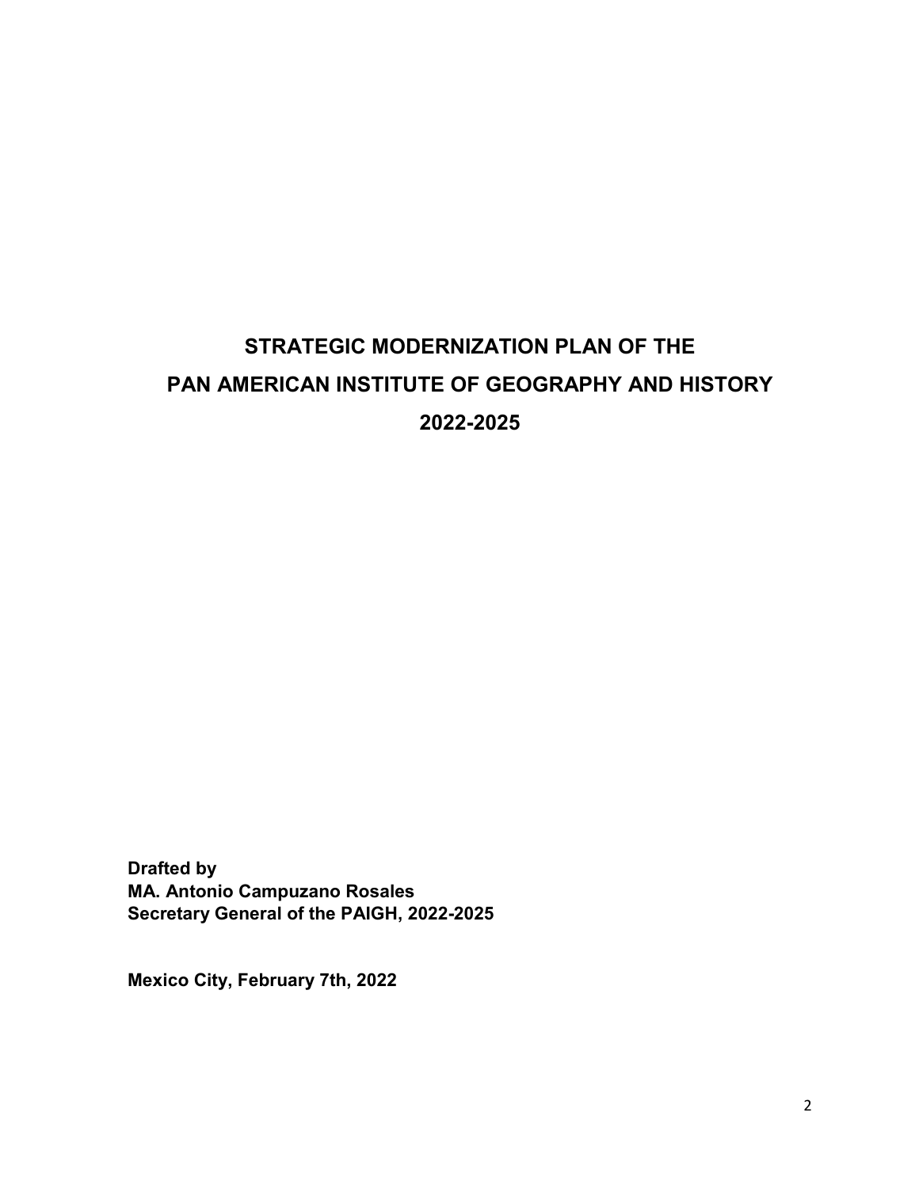# STRATEGIC MODERNIZATION PLAN OF THE PAN AMERICAN INSTITUTE OF GEOGRAPHY AND HISTORY 2022-2025

**Drafted by**
**MA. Antonio Campuzano Rosales**
**Secretary General of the PAIGH, 2022-2025**

**Mexico City, February 7th, 2022**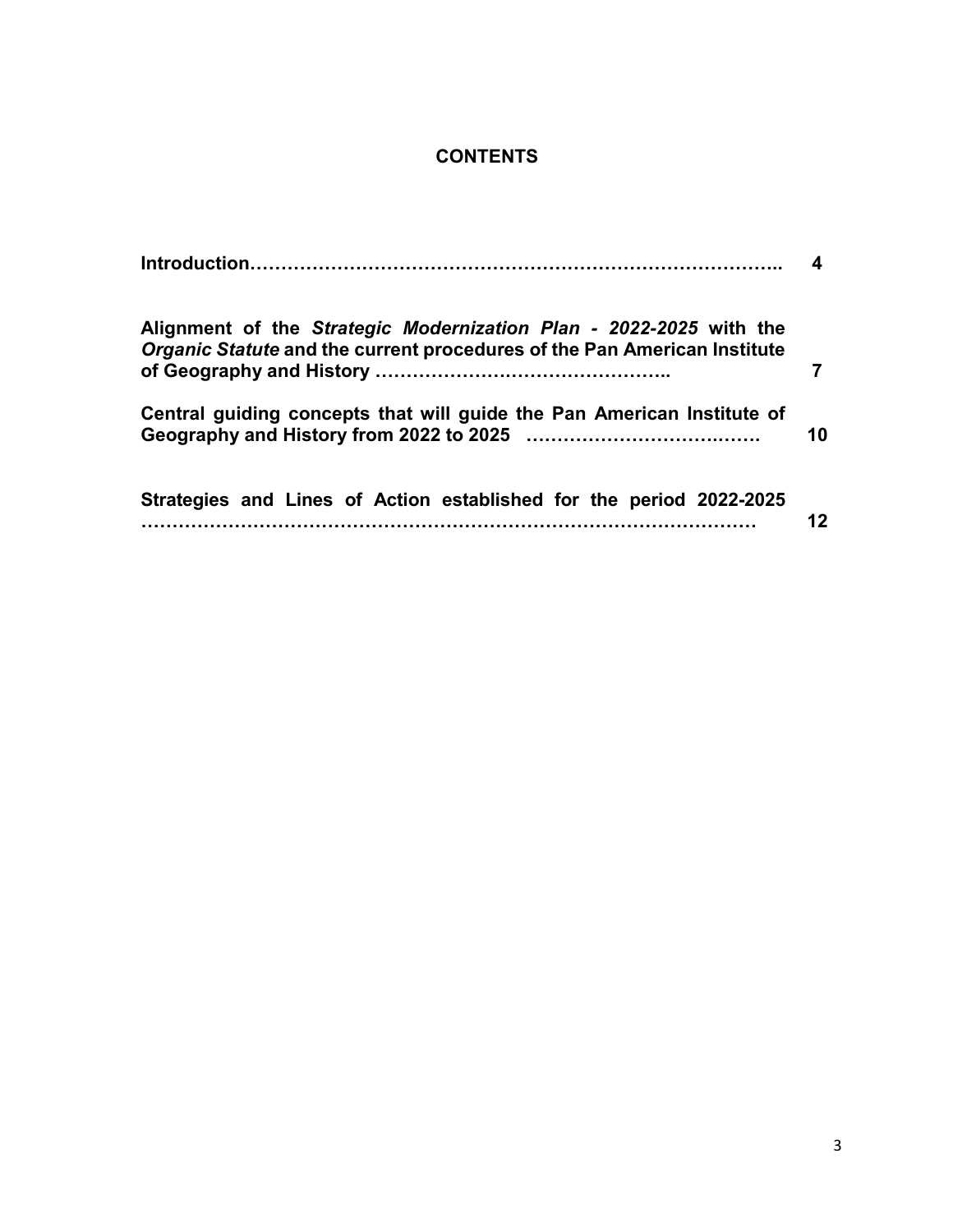# CONTENTS

| | |
|---|---|
| **Introduction……………………………………………………………………..** | **4** |
| **Alignment of the *Strategic Modernization Plan - 2022-2025* with the *Organic Statute* and the current procedures of the Pan American Institute of Geography and History ………………………………………..** | **7** |
| **Central guiding concepts that will guide the Pan American Institute of Geography and History from 2022 to 2025 ……………………….…….** | **10** |
| **Strategies and Lines of Action established for the period 2022-2025 …………………………………………………………………………………** | **12** |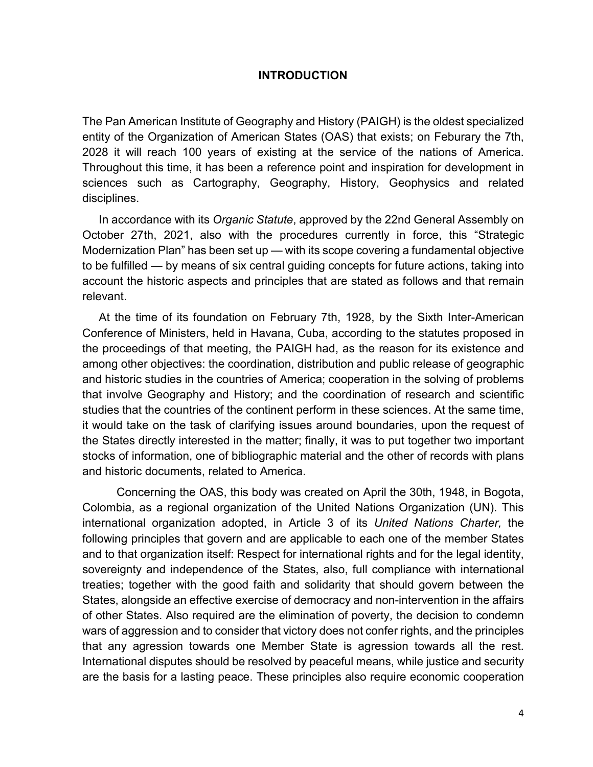# INTRODUCTION

The Pan American Institute of Geography and History (PAIGH) is the oldest specialized entity of the Organization of American States (OAS) that exists; on Feburary the 7th, 2028 it will reach 100 years of existing at the service of the nations of America. Throughout this time, it has been a reference point and inspiration for development in sciences such as Cartography, Geography, History, Geophysics and related disciplines.

In accordance with its *Organic Statute*, approved by the 22nd General Assembly on October 27th, 2021, also with the procedures currently in force, this "Strategic Modernization Plan" has been set up — with its scope covering a fundamental objective to be fulfilled — by means of six central guiding concepts for future actions, taking into account the historic aspects and principles that are stated as follows and that remain relevant.

At the time of its foundation on February 7th, 1928, by the Sixth Inter-American Conference of Ministers, held in Havana, Cuba, according to the statutes proposed in the proceedings of that meeting, the PAIGH had, as the reason for its existence and among other objectives: the coordination, distribution and public release of geographic and historic studies in the countries of America; cooperation in the solving of problems that involve Geography and History; and the coordination of research and scientific studies that the countries of the continent perform in these sciences. At the same time, it would take on the task of clarifying issues around boundaries, upon the request of the States directly interested in the matter; finally, it was to put together two important stocks of information, one of bibliographic material and the other of records with plans and historic documents, related to America.

Concerning the OAS, this body was created on April the 30th, 1948, in Bogota, Colombia, as a regional organization of the United Nations Organization (UN). This international organization adopted, in Article 3 of its *United Nations Charter,* the following principles that govern and are applicable to each one of the member States and to that organization itself: Respect for international rights and for the legal identity, sovereignty and independence of the States, also, full compliance with international treaties; together with the good faith and solidarity that should govern between the States, alongside an effective exercise of democracy and non-intervention in the affairs of other States. Also required are the elimination of poverty, the decision to condemn wars of aggression and to consider that victory does not confer rights, and the principles that any agression towards one Member State is agression towards all the rest. International disputes should be resolved by peaceful means, while justice and security are the basis for a lasting peace. These principles also require economic cooperation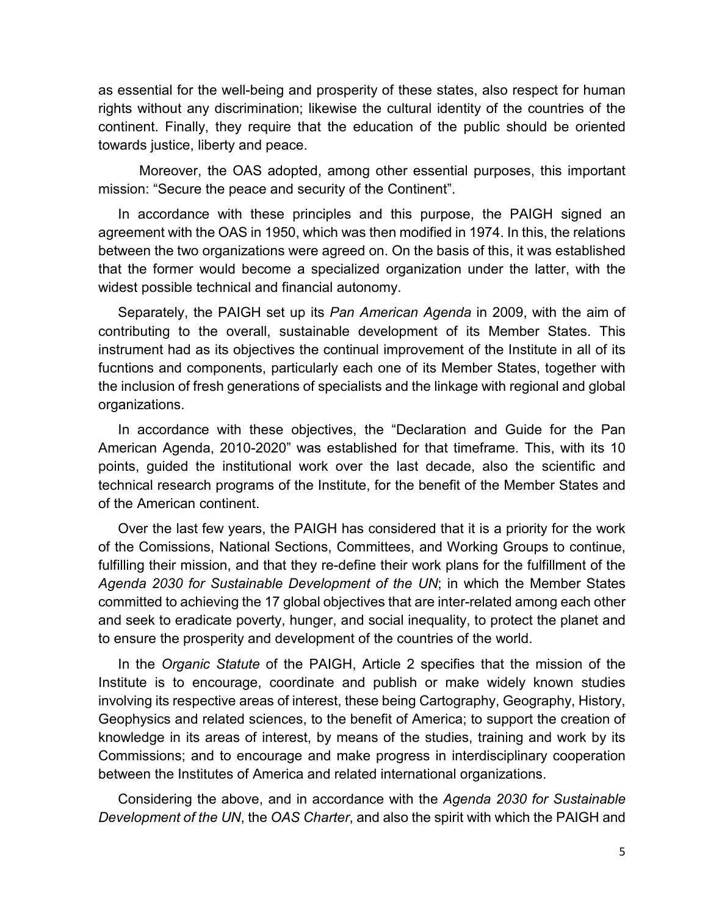as essential for the well-being and prosperity of these states, also respect for human rights without any discrimination; likewise the cultural identity of the countries of the continent. Finally, they require that the education of the public should be oriented towards justice, liberty and peace.

Moreover, the OAS adopted, among other essential purposes, this important mission: "Secure the peace and security of the Continent".

In accordance with these principles and this purpose, the PAIGH signed an agreement with the OAS in 1950, which was then modified in 1974. In this, the relations between the two organizations were agreed on. On the basis of this, it was established that the former would become a specialized organization under the latter, with the widest possible technical and financial autonomy.

Separately, the PAIGH set up its *Pan American Agenda* in 2009, with the aim of contributing to the overall, sustainable development of its Member States. This instrument had as its objectives the continual improvement of the Institute in all of its fucntions and components, particularly each one of its Member States, together with the inclusion of fresh generations of specialists and the linkage with regional and global organizations.

In accordance with these objectives, the "Declaration and Guide for the Pan American Agenda, 2010-2020" was established for that timeframe. This, with its 10 points, guided the institutional work over the last decade, also the scientific and technical research programs of the Institute, for the benefit of the Member States and of the American continent.

Over the last few years, the PAIGH has considered that it is a priority for the work of the Comissions, National Sections, Committees, and Working Groups to continue, fulfilling their mission, and that they re-define their work plans for the fulfillment of the *Agenda 2030 for Sustainable Development of the UN*; in which the Member States committed to achieving the 17 global objectives that are inter-related among each other and seek to eradicate poverty, hunger, and social inequality, to protect the planet and to ensure the prosperity and development of the countries of the world.

In the *Organic Statute* of the PAIGH, Article 2 specifies that the mission of the Institute is to encourage, coordinate and publish or make widely known studies involving its respective areas of interest, these being Cartography, Geography, History, Geophysics and related sciences, to the benefit of America; to support the creation of knowledge in its areas of interest, by means of the studies, training and work by its Commissions; and to encourage and make progress in interdisciplinary cooperation between the Institutes of America and related international organizations.

Considering the above, and in accordance with the *Agenda 2030 for Sustainable Development of the UN*, the *OAS Charter*, and also the spirit with which the PAIGH and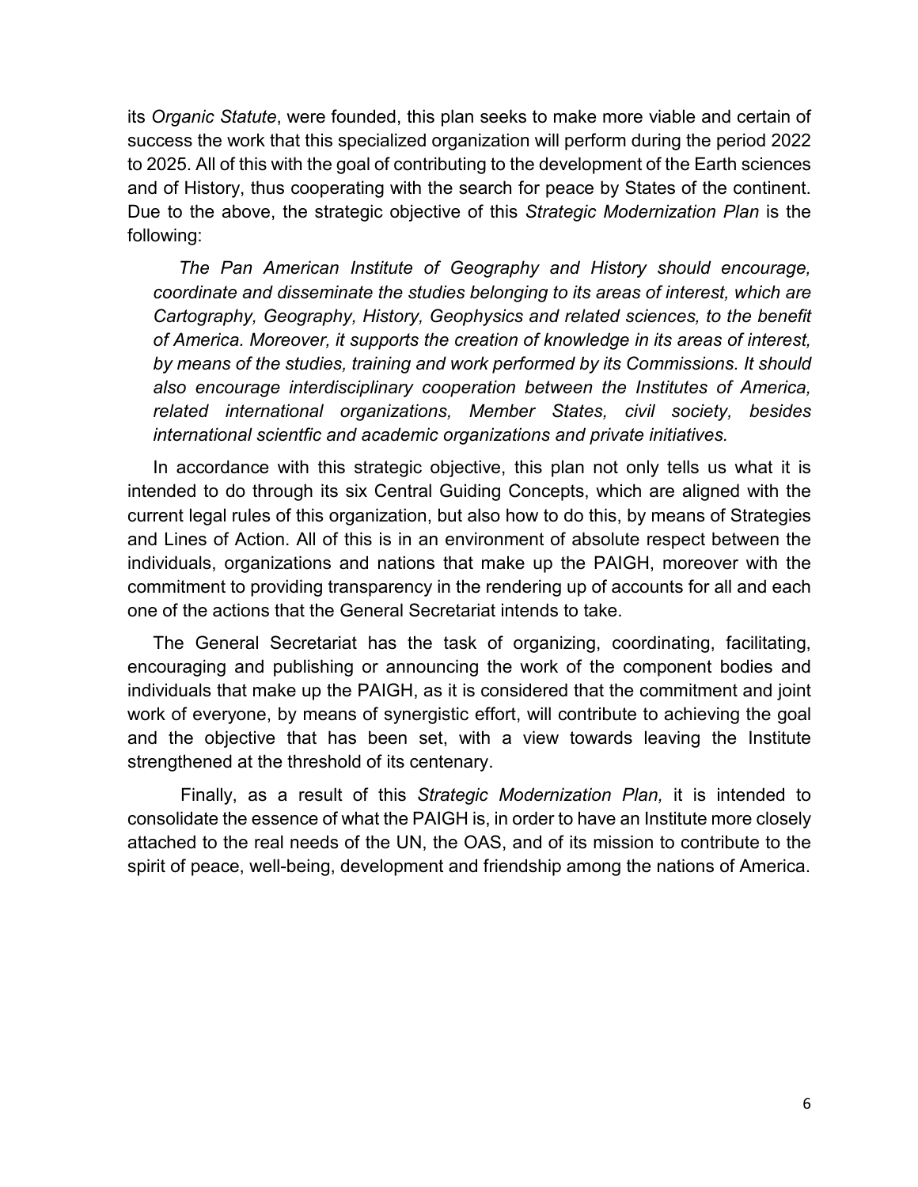its *Organic Statute*, were founded, this plan seeks to make more viable and certain of success the work that this specialized organization will perform during the period 2022 to 2025. All of this with the goal of contributing to the development of the Earth sciences and of History, thus cooperating with the search for peace by States of the continent. Due to the above, the strategic objective of this *Strategic Modernization Plan* is the following:

> *The Pan American Institute of Geography and History should encourage, coordinate and disseminate the studies belonging to its areas of interest, which are Cartography, Geography, History, Geophysics and related sciences, to the benefit of America. Moreover, it supports the creation of knowledge in its areas of interest, by means of the studies, training and work performed by its Commissions. It should also encourage interdisciplinary cooperation between the Institutes of America, related international organizations, Member States, civil society, besides international scientfic and academic organizations and private initiatives.*

In accordance with this strategic objective, this plan not only tells us what it is intended to do through its six Central Guiding Concepts, which are aligned with the current legal rules of this organization, but also how to do this, by means of Strategies and Lines of Action. All of this is in an environment of absolute respect between the individuals, organizations and nations that make up the PAIGH, moreover with the commitment to providing transparency in the rendering up of accounts for all and each one of the actions that the General Secretariat intends to take.

The General Secretariat has the task of organizing, coordinating, facilitating, encouraging and publishing or announcing the work of the component bodies and individuals that make up the PAIGH, as it is considered that the commitment and joint work of everyone, by means of synergistic effort, will contribute to achieving the goal and the objective that has been set, with a view towards leaving the Institute strengthened at the threshold of its centenary.

Finally, as a result of this *Strategic Modernization Plan,* it is intended to consolidate the essence of what the PAIGH is, in order to have an Institute more closely attached to the real needs of the UN, the OAS, and of its mission to contribute to the spirit of peace, well-being, development and friendship among the nations of America.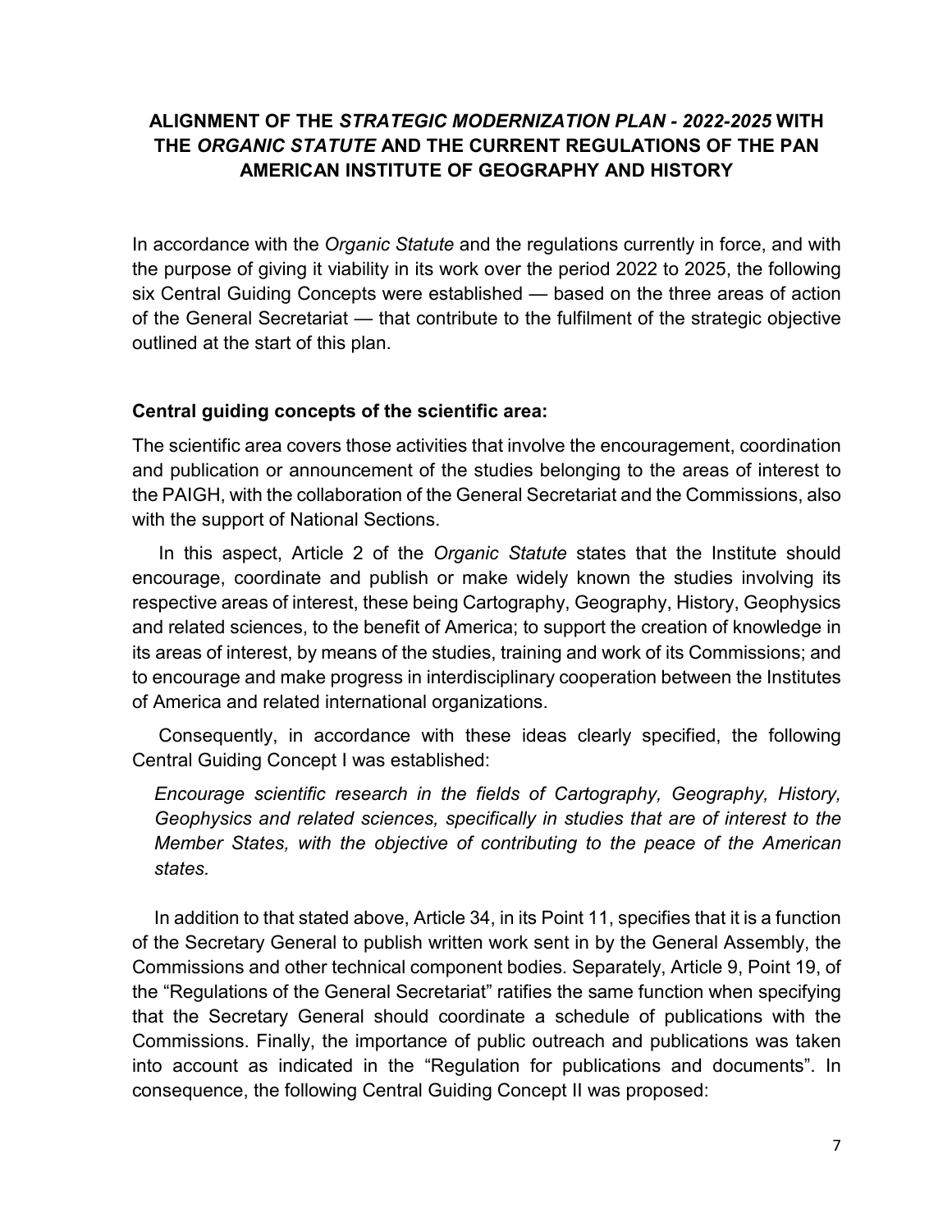# ALIGNMENT OF THE *STRATEGIC MODERNIZATION PLAN - 2022-2025* WITH THE *ORGANIC STATUTE* AND THE CURRENT REGULATIONS OF THE PAN AMERICAN INSTITUTE OF GEOGRAPHY AND HISTORY

In accordance with the *Organic Statute* and the regulations currently in force, and with the purpose of giving it viability in its work over the period 2022 to 2025, the following six Central Guiding Concepts were established — based on the three areas of action of the General Secretariat — that contribute to the fulfilment of the strategic objective outlined at the start of this plan.

## Central guiding concepts of the scientific area:

The scientific area covers those activities that involve the encouragement, coordination and publication or announcement of the studies belonging to the areas of interest to the PAIGH, with the collaboration of the General Secretariat and the Commissions, also with the support of National Sections.

In this aspect, Article 2 of the *Organic Statute* states that the Institute should encourage, coordinate and publish or make widely known the studies involving its respective areas of interest, these being Cartography, Geography, History, Geophysics and related sciences, to the benefit of America; to support the creation of knowledge in its areas of interest, by means of the studies, training and work of its Commissions; and to encourage and make progress in interdisciplinary cooperation between the Institutes of America and related international organizations.

Consequently, in accordance with these ideas clearly specified, the following Central Guiding Concept I was established:

> *Encourage scientific research in the fields of Cartography, Geography, History, Geophysics and related sciences, specifically in studies that are of interest to the Member States, with the objective of contributing to the peace of the American states.*

In addition to that stated above, Article 34, in its Point 11, specifies that it is a function of the Secretary General to publish written work sent in by the General Assembly, the Commissions and other technical component bodies. Separately, Article 9, Point 19, of the "Regulations of the General Secretariat" ratifies the same function when specifying that the Secretary General should coordinate a schedule of publications with the Commissions. Finally, the importance of public outreach and publications was taken into account as indicated in the "Regulation for publications and documents". In consequence, the following Central Guiding Concept II was proposed: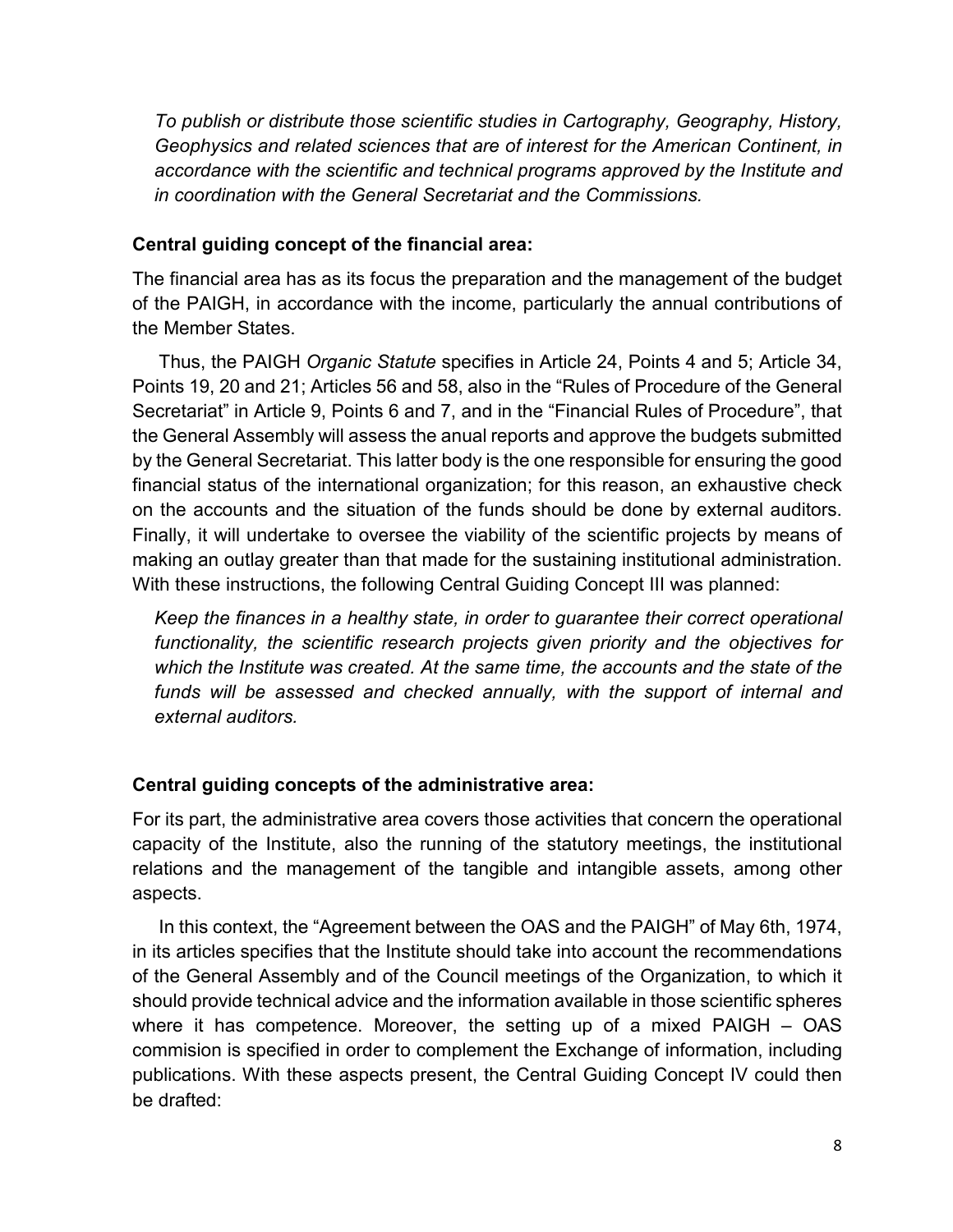*To publish or distribute those scientific studies in Cartography, Geography, History, Geophysics and related sciences that are of interest for the American Continent, in accordance with the scientific and technical programs approved by the Institute and in coordination with the General Secretariat and the Commissions.*

**Central guiding concept of the financial area:**

The financial area has as its focus the preparation and the management of the budget of the PAIGH, in accordance with the income, particularly the annual contributions of the Member States.

Thus, the PAIGH *Organic Statute* specifies in Article 24, Points 4 and 5; Article 34, Points 19, 20 and 21; Articles 56 and 58, also in the "Rules of Procedure of the General Secretariat" in Article 9, Points 6 and 7, and in the "Financial Rules of Procedure", that the General Assembly will assess the anual reports and approve the budgets submitted by the General Secretariat. This latter body is the one responsible for ensuring the good financial status of the international organization; for this reason, an exhaustive check on the accounts and the situation of the funds should be done by external auditors. Finally, it will undertake to oversee the viability of the scientific projects by means of making an outlay greater than that made for the sustaining institutional administration. With these instructions, the following Central Guiding Concept III was planned:

*Keep the finances in a healthy state, in order to guarantee their correct operational functionality, the scientific research projects given priority and the objectives for which the Institute was created. At the same time, the accounts and the state of the funds will be assessed and checked annually, with the support of internal and external auditors.*

**Central guiding concepts of the administrative area:**

For its part, the administrative area covers those activities that concern the operational capacity of the Institute, also the running of the statutory meetings, the institutional relations and the management of the tangible and intangible assets, among other aspects.

In this context, the "Agreement between the OAS and the PAIGH" of May 6th, 1974, in its articles specifies that the Institute should take into account the recommendations of the General Assembly and of the Council meetings of the Organization, to which it should provide technical advice and the information available in those scientific spheres where it has competence. Moreover, the setting up of a mixed PAIGH – OAS commision is specified in order to complement the Exchange of information, including publications. With these aspects present, the Central Guiding Concept IV could then be drafted: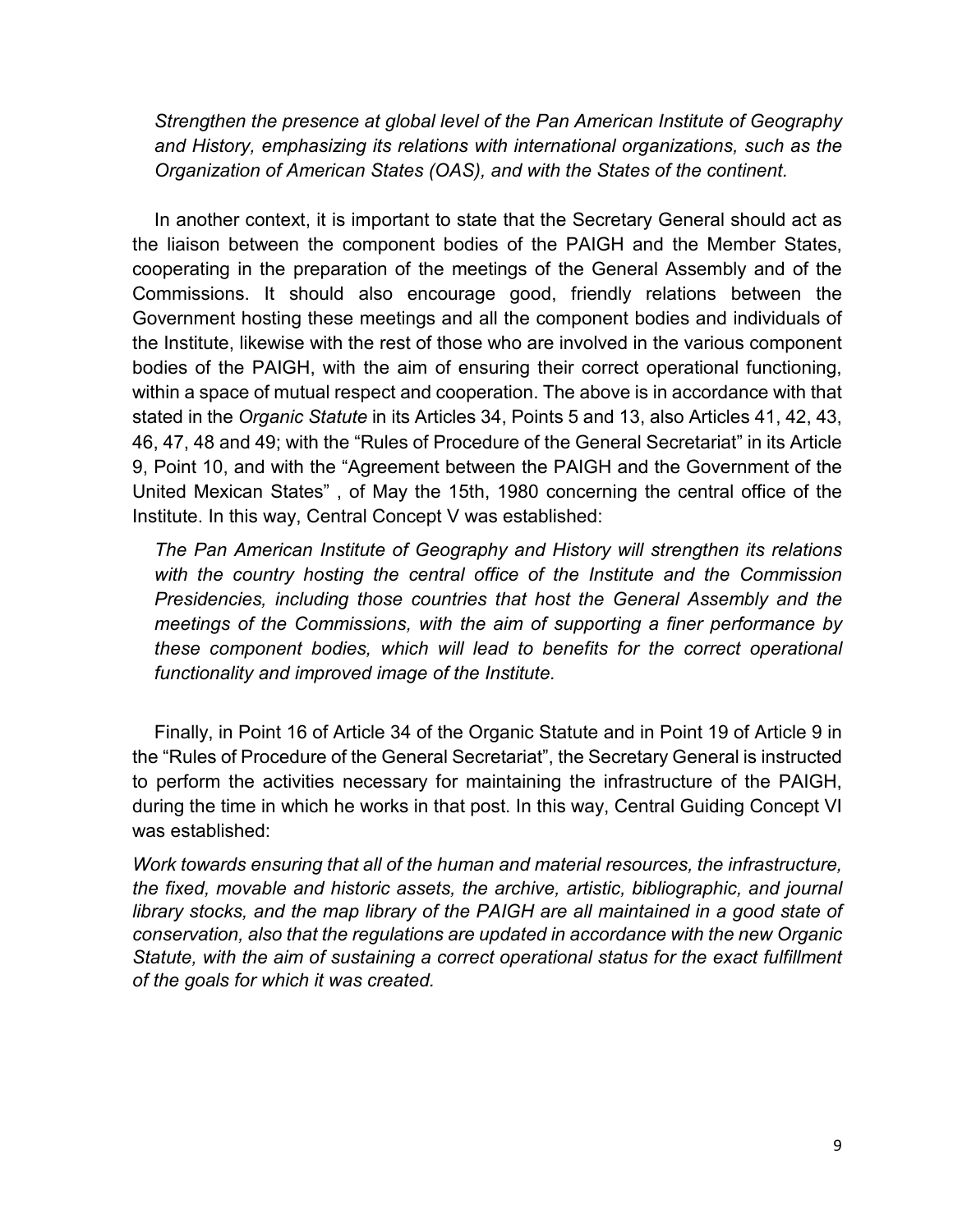*Strengthen the presence at global level of the Pan American Institute of Geography and History, emphasizing its relations with international organizations, such as the Organization of American States (OAS), and with the States of the continent.*

In another context, it is important to state that the Secretary General should act as the liaison between the component bodies of the PAIGH and the Member States, cooperating in the preparation of the meetings of the General Assembly and of the Commissions. It should also encourage good, friendly relations between the Government hosting these meetings and all the component bodies and individuals of the Institute, likewise with the rest of those who are involved in the various component bodies of the PAIGH, with the aim of ensuring their correct operational functioning, within a space of mutual respect and cooperation. The above is in accordance with that stated in the *Organic Statute* in its Articles 34, Points 5 and 13, also Articles 41, 42, 43, 46, 47, 48 and 49; with the "Rules of Procedure of the General Secretariat" in its Article 9, Point 10, and with the "Agreement between the PAIGH and the Government of the United Mexican States" , of May the 15th, 1980 concerning the central office of the Institute. In this way, Central Concept V was established:

*The Pan American Institute of Geography and History will strengthen its relations with the country hosting the central office of the Institute and the Commission Presidencies, including those countries that host the General Assembly and the meetings of the Commissions, with the aim of supporting a finer performance by these component bodies, which will lead to benefits for the correct operational functionality and improved image of the Institute.*

Finally, in Point 16 of Article 34 of the Organic Statute and in Point 19 of Article 9 in the "Rules of Procedure of the General Secretariat", the Secretary General is instructed to perform the activities necessary for maintaining the infrastructure of the PAIGH, during the time in which he works in that post. In this way, Central Guiding Concept VI was established:

*Work towards ensuring that all of the human and material resources, the infrastructure, the fixed, movable and historic assets, the archive, artistic, bibliographic, and journal library stocks, and the map library of the PAIGH are all maintained in a good state of conservation, also that the regulations are updated in accordance with the new Organic Statute, with the aim of sustaining a correct operational status for the exact fulfillment of the goals for which it was created.*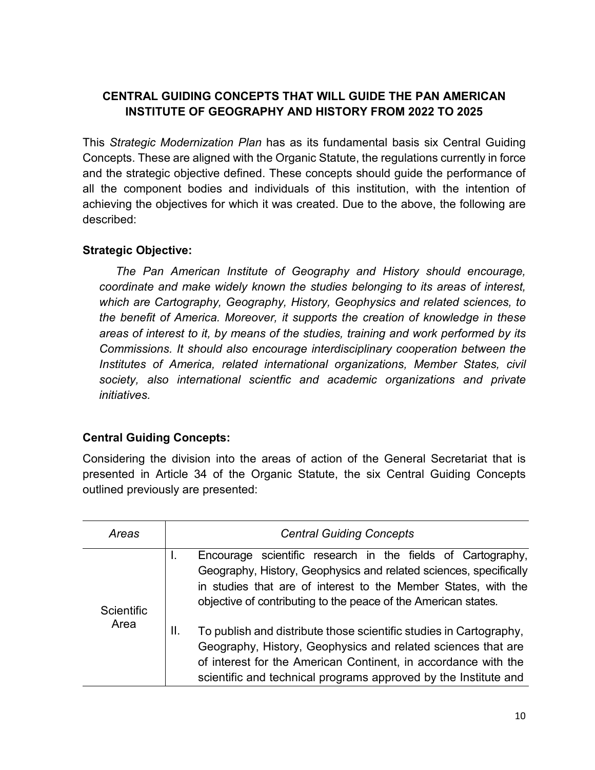## CENTRAL GUIDING CONCEPTS THAT WILL GUIDE THE PAN AMERICAN INSTITUTE OF GEOGRAPHY AND HISTORY FROM 2022 TO 2025

This *Strategic Modernization Plan* has as its fundamental basis six Central Guiding Concepts. These are aligned with the Organic Statute, the regulations currently in force and the strategic objective defined. These concepts should guide the performance of all the component bodies and individuals of this institution, with the intention of achieving the objectives for which it was created. Due to the above, the following are described:

### Strategic Objective:

*The Pan American Institute of Geography and History should encourage, coordinate and make widely known the studies belonging to its areas of interest, which are Cartography, Geography, History, Geophysics and related sciences, to the benefit of America. Moreover, it supports the creation of knowledge in these areas of interest to it, by means of the studies, training and work performed by its Commissions. It should also encourage interdisciplinary cooperation between the Institutes of America, related international organizations, Member States, civil society, also international scientfic and academic organizations and private initiatives.*

### Central Guiding Concepts:

Considering the division into the areas of action of the General Secretariat that is presented in Article 34 of the Organic Statute, the six Central Guiding Concepts outlined previously are presented:

| *Areas* | *Central Guiding Concepts* |
|---|---|
| Scientific Area | I. Encourage scientific research in the fields of Cartography, Geography, History, Geophysics and related sciences, specifically in studies that are of interest to the Member States, with the objective of contributing to the peace of the American states.<br><br>II. To publish and distribute those scientific studies in Cartography, Geography, History, Geophysics and related sciences that are of interest for the American Continent, in accordance with the scientific and technical programs approved by the Institute and |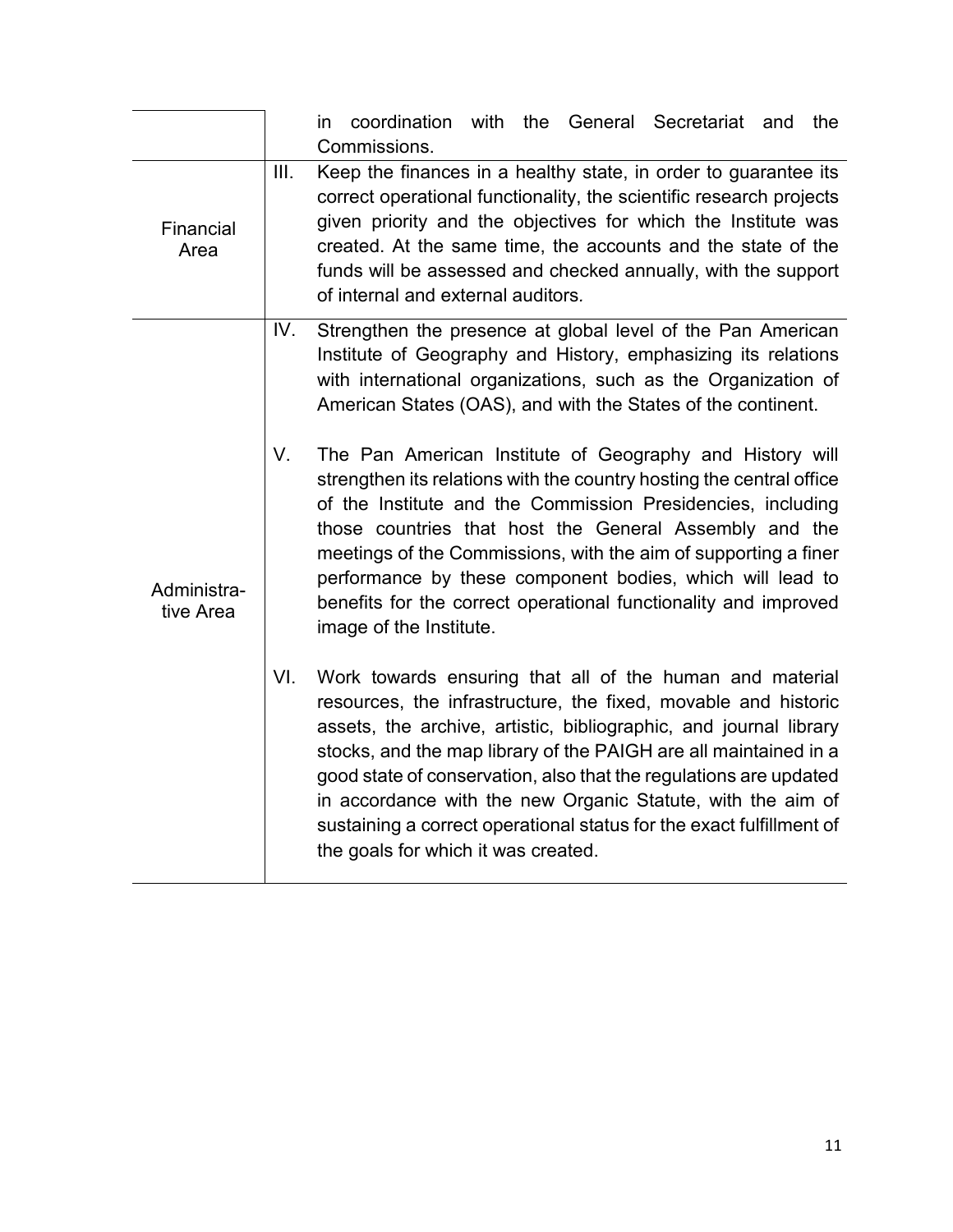| | | |
|---|---|---|
| | | in coordination with the General Secretariat and the Commissions. |
| Financial Area | III. | Keep the finances in a healthy state, in order to guarantee its correct operational functionality, the scientific research projects given priority and the objectives for which the Institute was created. At the same time, the accounts and the state of the funds will be assessed and checked annually, with the support of internal and external auditors. |
| Administrative Area | IV. | Strengthen the presence at global level of the Pan American Institute of Geography and History, emphasizing its relations with international organizations, such as the Organization of American States (OAS), and with the States of the continent. |
| | V. | The Pan American Institute of Geography and History will strengthen its relations with the country hosting the central office of the Institute and the Commission Presidencies, including those countries that host the General Assembly and the meetings of the Commissions, with the aim of supporting a finer performance by these component bodies, which will lead to benefits for the correct operational functionality and improved image of the Institute. |
| | VI. | Work towards ensuring that all of the human and material resources, the infrastructure, the fixed, movable and historic assets, the archive, artistic, bibliographic, and journal library stocks, and the map library of the PAIGH are all maintained in a good state of conservation, also that the regulations are updated in accordance with the new Organic Statute, with the aim of sustaining a correct operational status for the exact fulfillment of the goals for which it was created. |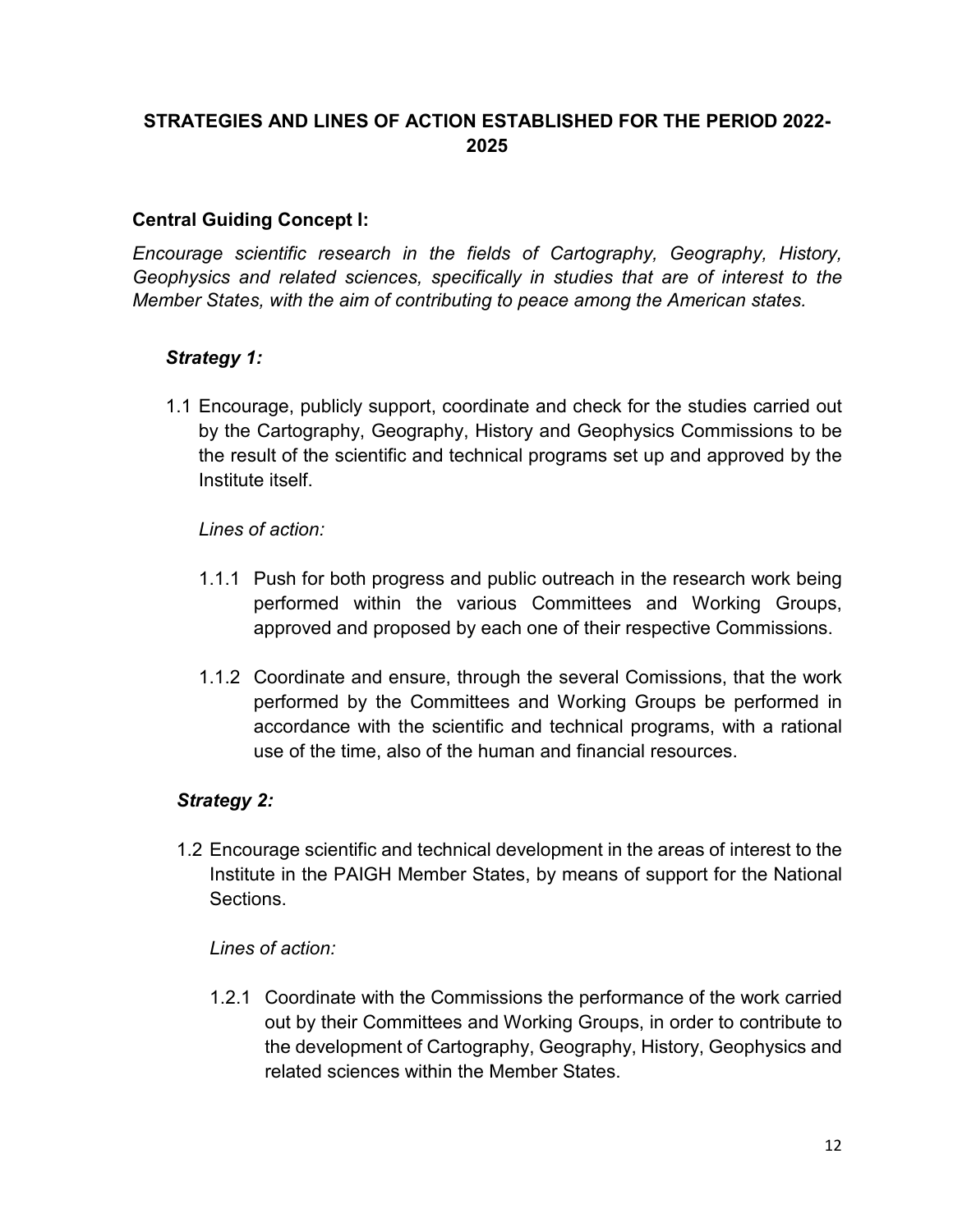## STRATEGIES AND LINES OF ACTION ESTABLISHED FOR THE PERIOD 2022-2025

### Central Guiding Concept I:

*Encourage scientific research in the fields of Cartography, Geography, History, Geophysics and related sciences, specifically in studies that are of interest to the Member States, with the aim of contributing to peace among the American states.*

#### *Strategy 1:*

1.1 Encourage, publicly support, coordinate and check for the studies carried out by the Cartography, Geography, History and Geophysics Commissions to be the result of the scientific and technical programs set up and approved by the Institute itself.

*Lines of action:*

1.1.1 Push for both progress and public outreach in the research work being performed within the various Committees and Working Groups, approved and proposed by each one of their respective Commissions.

1.1.2 Coordinate and ensure, through the several Comissions, that the work performed by the Committees and Working Groups be performed in accordance with the scientific and technical programs, with a rational use of the time, also of the human and financial resources.

#### *Strategy 2:*

1.2 Encourage scientific and technical development in the areas of interest to the Institute in the PAIGH Member States, by means of support for the National Sections.

*Lines of action:*

1.2.1 Coordinate with the Commissions the performance of the work carried out by their Committees and Working Groups, in order to contribute to the development of Cartography, Geography, History, Geophysics and related sciences within the Member States.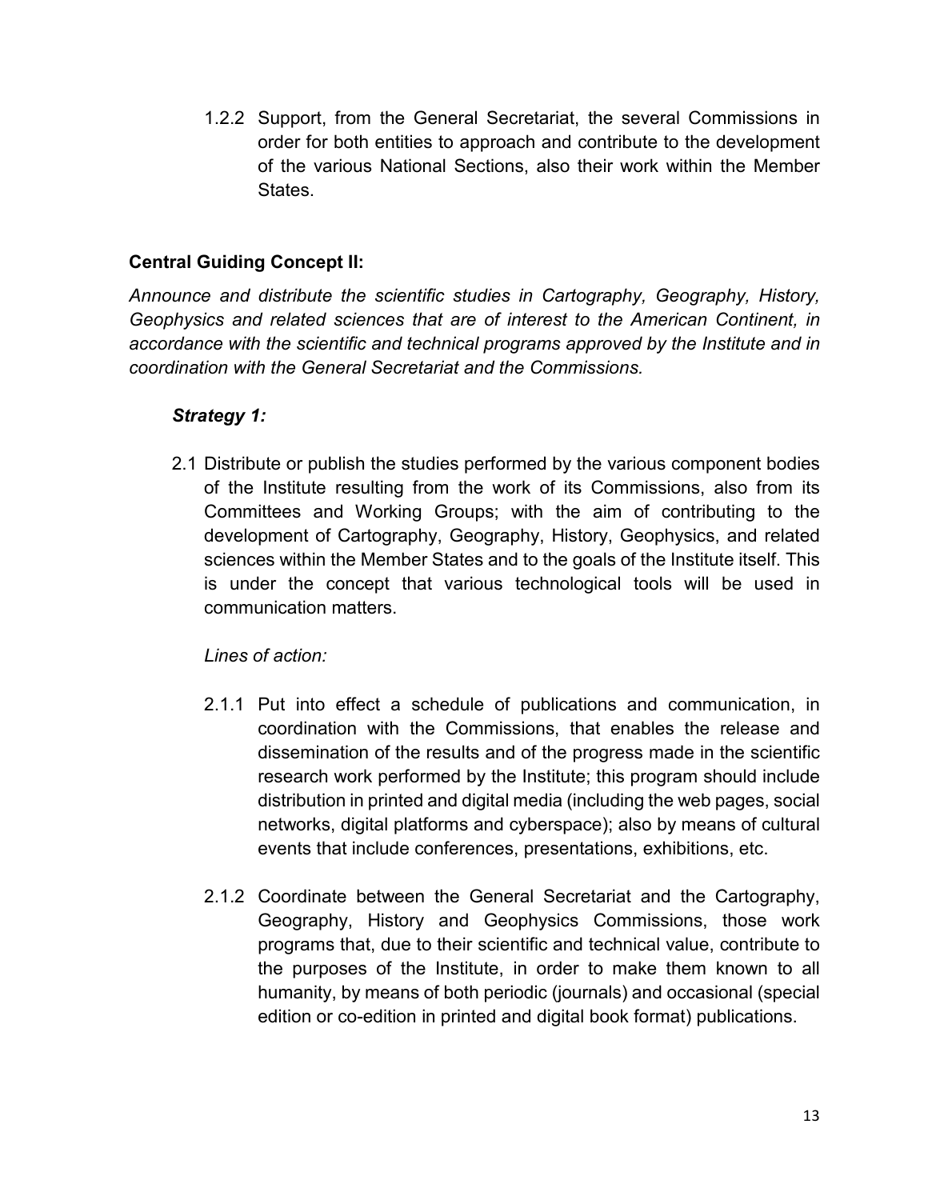1.2.2 Support, from the General Secretariat, the several Commissions in order for both entities to approach and contribute to the development of the various National Sections, also their work within the Member States.

**Central Guiding Concept II:**

*Announce and distribute the scientific studies in Cartography, Geography, History, Geophysics and related sciences that are of interest to the American Continent, in accordance with the scientific and technical programs approved by the Institute and in coordination with the General Secretariat and the Commissions.*

***Strategy 1:***

2.1 Distribute or publish the studies performed by the various component bodies of the Institute resulting from the work of its Commissions, also from its Committees and Working Groups; with the aim of contributing to the development of Cartography, Geography, History, Geophysics, and related sciences within the Member States and to the goals of the Institute itself. This is under the concept that various technological tools will be used in communication matters.

*Lines of action:*

2.1.1 Put into effect a schedule of publications and communication, in coordination with the Commissions, that enables the release and dissemination of the results and of the progress made in the scientific research work performed by the Institute; this program should include distribution in printed and digital media (including the web pages, social networks, digital platforms and cyberspace); also by means of cultural events that include conferences, presentations, exhibitions, etc.

2.1.2 Coordinate between the General Secretariat and the Cartography, Geography, History and Geophysics Commissions, those work programs that, due to their scientific and technical value, contribute to the purposes of the Institute, in order to make them known to all humanity, by means of both periodic (journals) and occasional (special edition or co-edition in printed and digital book format) publications.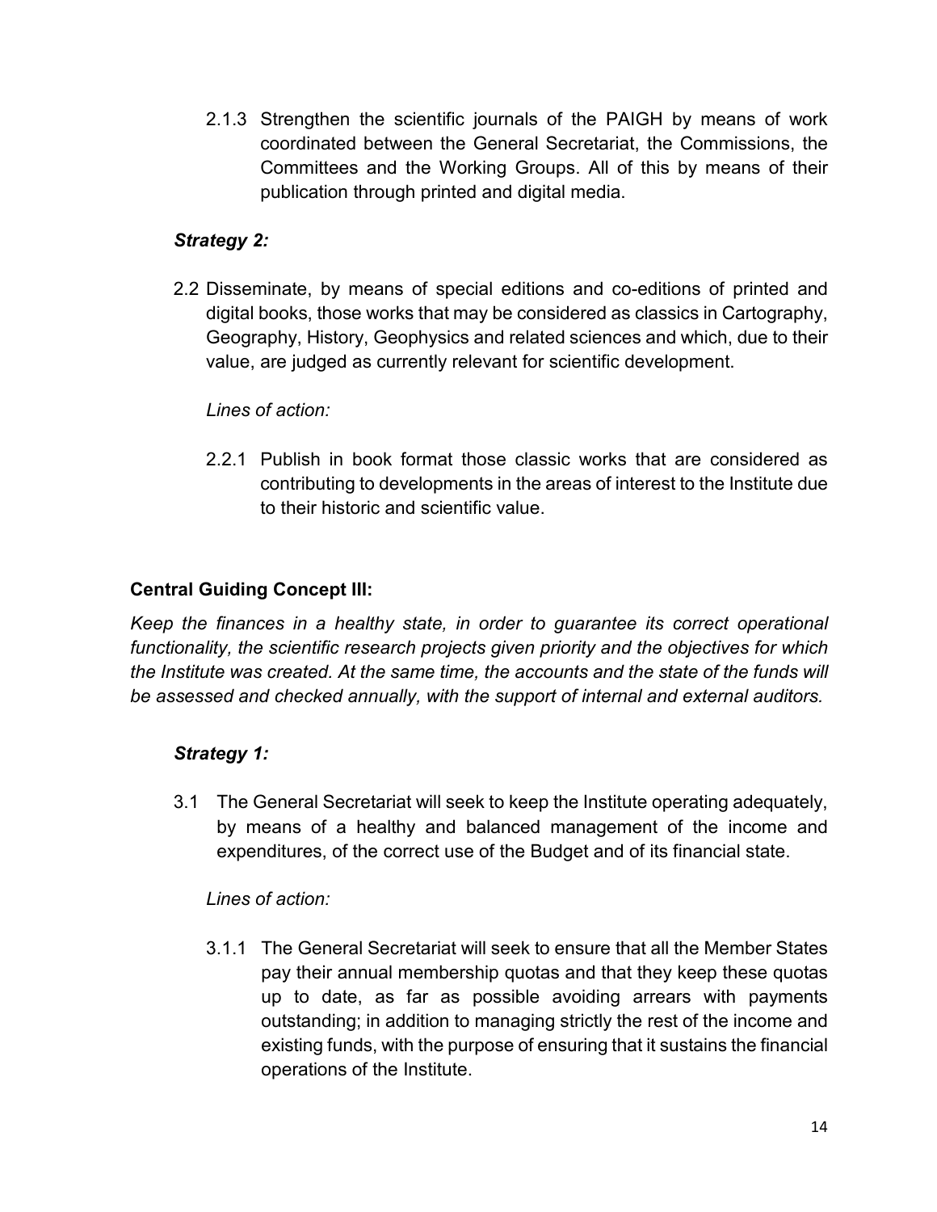2.1.3 Strengthen the scientific journals of the PAIGH by means of work coordinated between the General Secretariat, the Commissions, the Committees and the Working Groups. All of this by means of their publication through printed and digital media.

***Strategy 2:***

2.2 Disseminate, by means of special editions and co-editions of printed and digital books, those works that may be considered as classics in Cartography, Geography, History, Geophysics and related sciences and which, due to their value, are judged as currently relevant for scientific development.

*Lines of action:*

2.2.1 Publish in book format those classic works that are considered as contributing to developments in the areas of interest to the Institute due to their historic and scientific value.

**Central Guiding Concept III:**

*Keep the finances in a healthy state, in order to guarantee its correct operational functionality, the scientific research projects given priority and the objectives for which the Institute was created. At the same time, the accounts and the state of the funds will be assessed and checked annually, with the support of internal and external auditors.*

***Strategy 1:***

3.1 The General Secretariat will seek to keep the Institute operating adequately, by means of a healthy and balanced management of the income and expenditures, of the correct use of the Budget and of its financial state.

*Lines of action:*

3.1.1 The General Secretariat will seek to ensure that all the Member States pay their annual membership quotas and that they keep these quotas up to date, as far as possible avoiding arrears with payments outstanding; in addition to managing strictly the rest of the income and existing funds, with the purpose of ensuring that it sustains the financial operations of the Institute.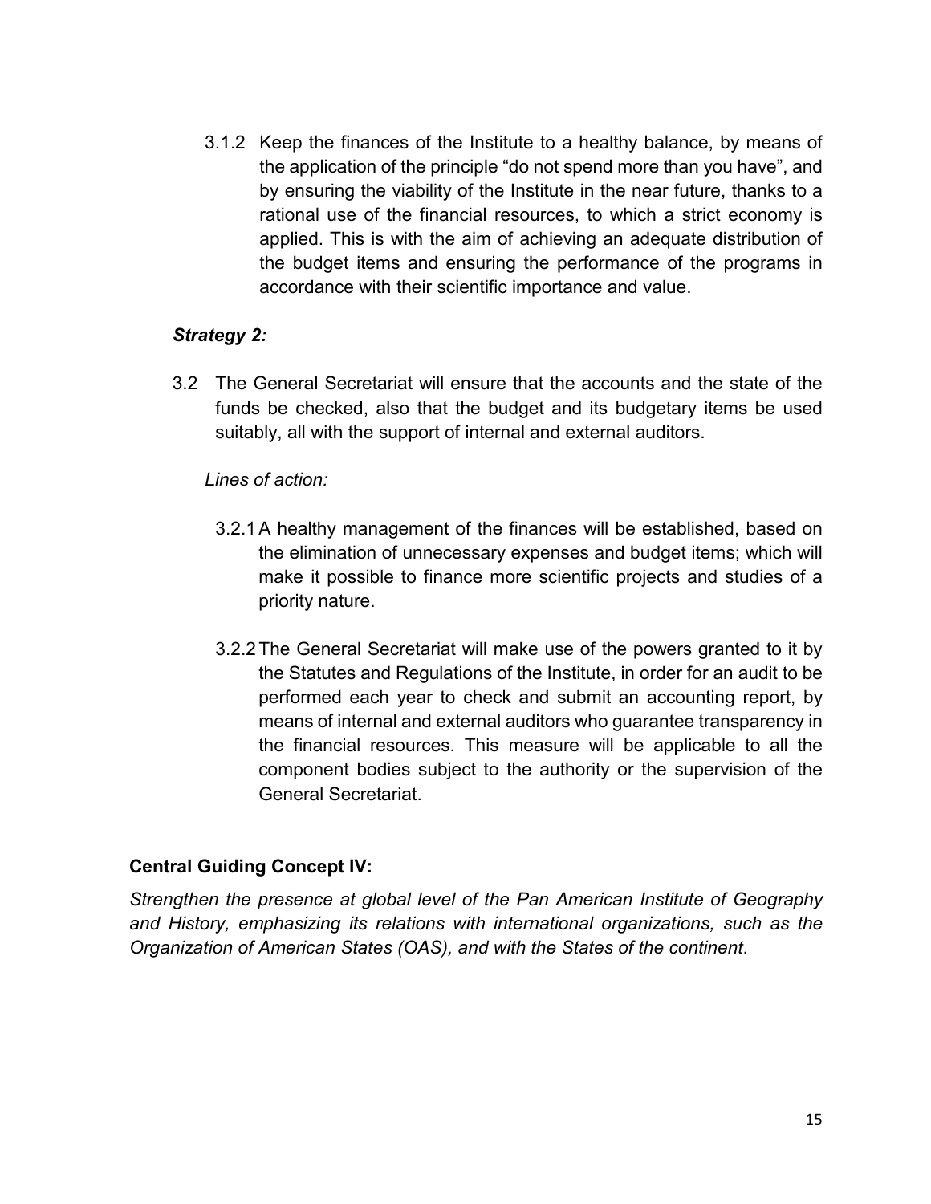3.1.2 Keep the finances of the Institute to a healthy balance, by means of the application of the principle "do not spend more than you have", and by ensuring the viability of the Institute in the near future, thanks to a rational use of the financial resources, to which a strict economy is applied. This is with the aim of achieving an adequate distribution of the budget items and ensuring the performance of the programs in accordance with their scientific importance and value.

***Strategy 2:***

3.2 The General Secretariat will ensure that the accounts and the state of the funds be checked, also that the budget and its budgetary items be used suitably, all with the support of internal and external auditors.

*Lines of action:*

3.2.1 A healthy management of the finances will be established, based on the elimination of unnecessary expenses and budget items; which will make it possible to finance more scientific projects and studies of a priority nature.

3.2.2 The General Secretariat will make use of the powers granted to it by the Statutes and Regulations of the Institute, in order for an audit to be performed each year to check and submit an accounting report, by means of internal and external auditors who guarantee transparency in the financial resources. This measure will be applicable to all the component bodies subject to the authority or the supervision of the General Secretariat.

**Central Guiding Concept IV:**

*Strengthen the presence at global level of the Pan American Institute of Geography and History, emphasizing its relations with international organizations, such as the Organization of American States (OAS), and with the States of the continent*.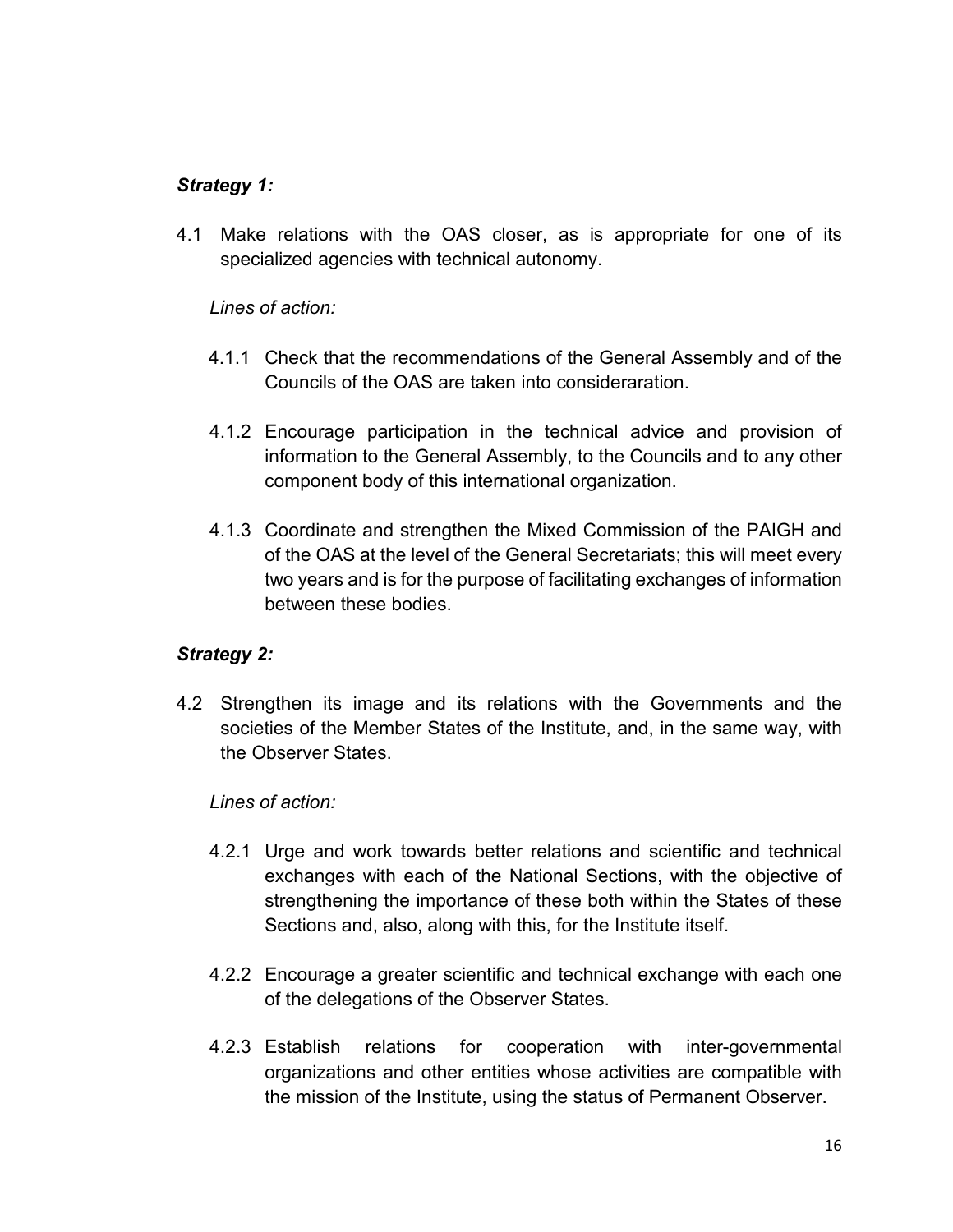***Strategy 1:***

4.1 Make relations with the OAS closer, as is appropriate for one of its specialized agencies with technical autonomy.

*Lines of action:*

4.1.1 Check that the recommendations of the General Assembly and of the Councils of the OAS are taken into consideraration.

4.1.2 Encourage participation in the technical advice and provision of information to the General Assembly, to the Councils and to any other component body of this international organization.

4.1.3 Coordinate and strengthen the Mixed Commission of the PAIGH and of the OAS at the level of the General Secretariats; this will meet every two years and is for the purpose of facilitating exchanges of information between these bodies.

***Strategy 2:***

4.2 Strengthen its image and its relations with the Governments and the societies of the Member States of the Institute, and, in the same way, with the Observer States.

*Lines of action:*

4.2.1 Urge and work towards better relations and scientific and technical exchanges with each of the National Sections, with the objective of strengthening the importance of these both within the States of these Sections and, also, along with this, for the Institute itself.

4.2.2 Encourage a greater scientific and technical exchange with each one of the delegations of the Observer States.

4.2.3 Establish relations for cooperation with inter-governmental organizations and other entities whose activities are compatible with the mission of the Institute, using the status of Permanent Observer.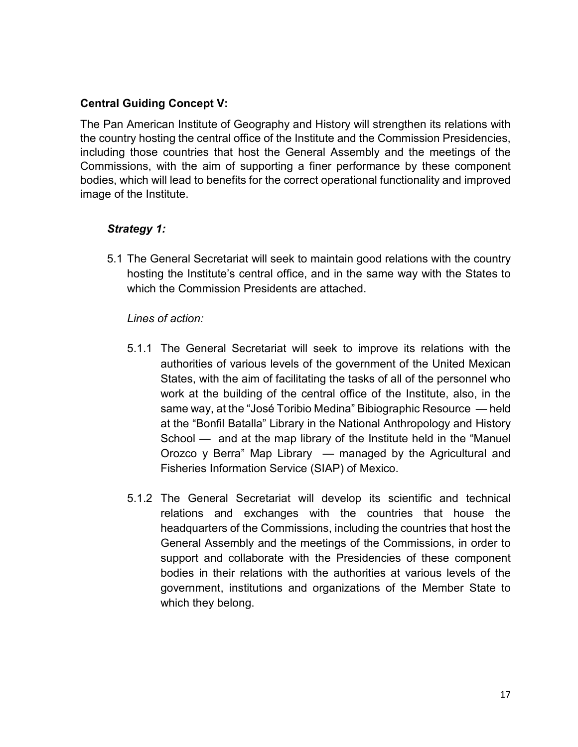**Central Guiding Concept V:**

The Pan American Institute of Geography and History will strengthen its relations with the country hosting the central office of the Institute and the Commission Presidencies, including those countries that host the General Assembly and the meetings of the Commissions, with the aim of supporting a finer performance by these component bodies, which will lead to benefits for the correct operational functionality and improved image of the Institute.

***Strategy 1:***

5.1 The General Secretariat will seek to maintain good relations with the country hosting the Institute's central office, and in the same way with the States to which the Commission Presidents are attached.

*Lines of action:*

5.1.1 The General Secretariat will seek to improve its relations with the authorities of various levels of the government of the United Mexican States, with the aim of facilitating the tasks of all of the personnel who work at the building of the central office of the Institute, also, in the same way, at the "José Toribio Medina" Bibiographic Resource — held at the "Bonfil Batalla" Library in the National Anthropology and History School — and at the map library of the Institute held in the "Manuel Orozco y Berra" Map Library — managed by the Agricultural and Fisheries Information Service (SIAP) of Mexico.

5.1.2 The General Secretariat will develop its scientific and technical relations and exchanges with the countries that house the headquarters of the Commissions, including the countries that host the General Assembly and the meetings of the Commissions, in order to support and collaborate with the Presidencies of these component bodies in their relations with the authorities at various levels of the government, institutions and organizations of the Member State to which they belong.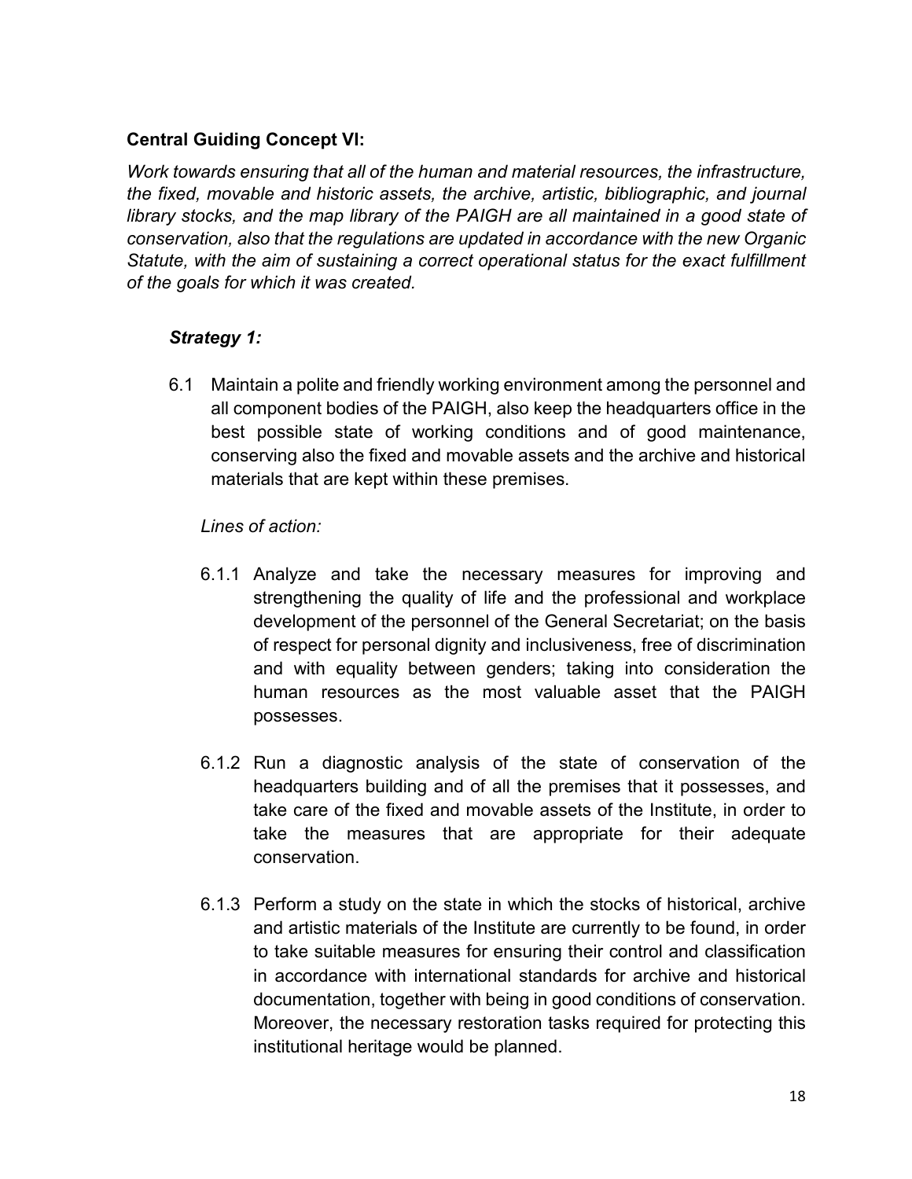**Central Guiding Concept VI:**

*Work towards ensuring that all of the human and material resources, the infrastructure, the fixed, movable and historic assets, the archive, artistic, bibliographic, and journal library stocks, and the map library of the PAIGH are all maintained in a good state of conservation, also that the regulations are updated in accordance with the new Organic Statute, with the aim of sustaining a correct operational status for the exact fulfillment of the goals for which it was created.*

***Strategy 1:***

6.1 Maintain a polite and friendly working environment among the personnel and all component bodies of the PAIGH, also keep the headquarters office in the best possible state of working conditions and of good maintenance, conserving also the fixed and movable assets and the archive and historical materials that are kept within these premises.

*Lines of action:*

6.1.1 Analyze and take the necessary measures for improving and strengthening the quality of life and the professional and workplace development of the personnel of the General Secretariat; on the basis of respect for personal dignity and inclusiveness, free of discrimination and with equality between genders; taking into consideration the human resources as the most valuable asset that the PAIGH possesses.

6.1.2 Run a diagnostic analysis of the state of conservation of the headquarters building and of all the premises that it possesses, and take care of the fixed and movable assets of the Institute, in order to take the measures that are appropriate for their adequate conservation.

6.1.3 Perform a study on the state in which the stocks of historical, archive and artistic materials of the Institute are currently to be found, in order to take suitable measures for ensuring their control and classification in accordance with international standards for archive and historical documentation, together with being in good conditions of conservation. Moreover, the necessary restoration tasks required for protecting this institutional heritage would be planned.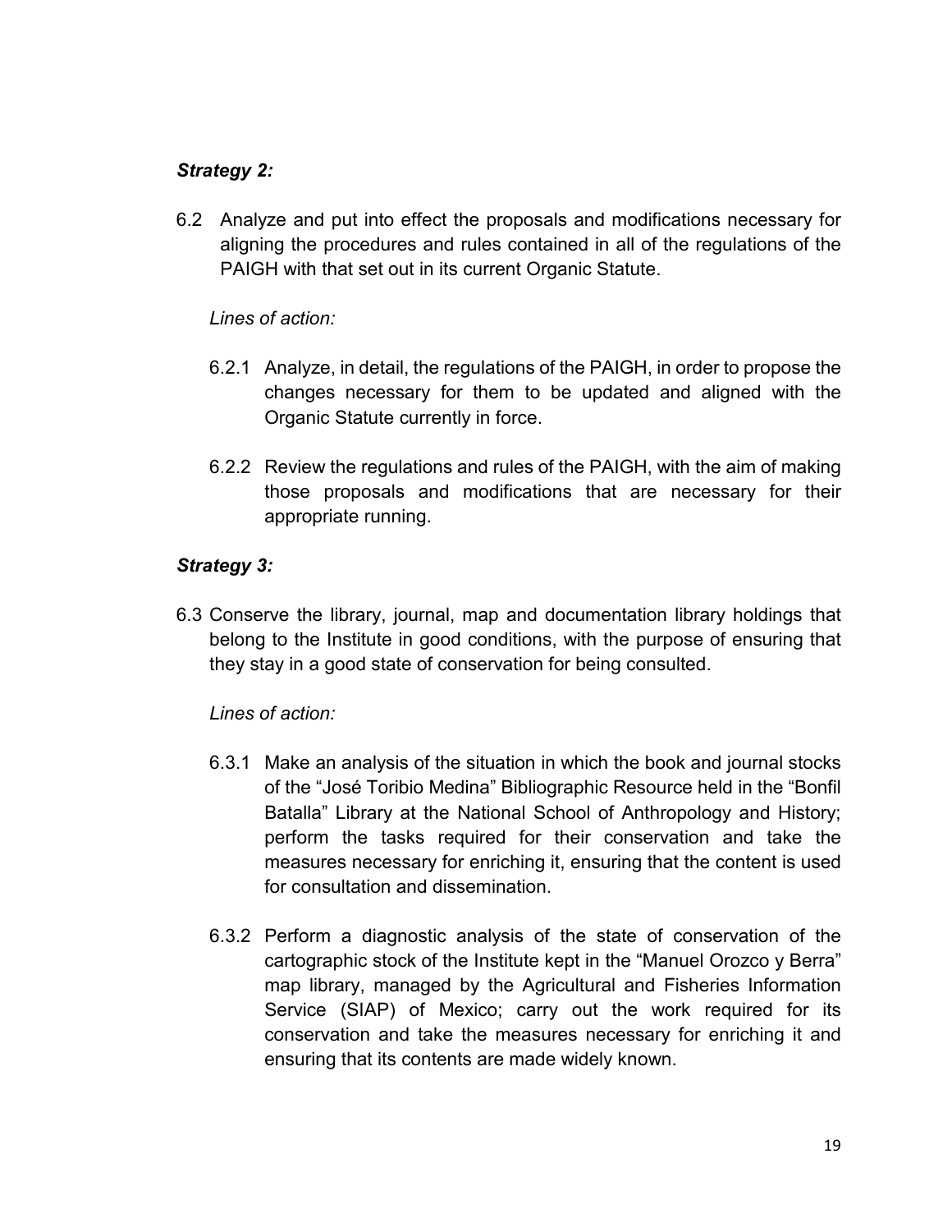***Strategy 2:***

6.2 Analyze and put into effect the proposals and modifications necessary for aligning the procedures and rules contained in all of the regulations of the PAIGH with that set out in its current Organic Statute.

*Lines of action:*

6.2.1 Analyze, in detail, the regulations of the PAIGH, in order to propose the changes necessary for them to be updated and aligned with the Organic Statute currently in force.

6.2.2 Review the regulations and rules of the PAIGH, with the aim of making those proposals and modifications that are necessary for their appropriate running.

***Strategy 3:***

6.3 Conserve the library, journal, map and documentation library holdings that belong to the Institute in good conditions, with the purpose of ensuring that they stay in a good state of conservation for being consulted.

*Lines of action:*

6.3.1 Make an analysis of the situation in which the book and journal stocks of the "José Toribio Medina" Bibliographic Resource held in the "Bonfil Batalla" Library at the National School of Anthropology and History; perform the tasks required for their conservation and take the measures necessary for enriching it, ensuring that the content is used for consultation and dissemination.

6.3.2 Perform a diagnostic analysis of the state of conservation of the cartographic stock of the Institute kept in the "Manuel Orozco y Berra" map library, managed by the Agricultural and Fisheries Information Service (SIAP) of Mexico; carry out the work required for its conservation and take the measures necessary for enriching it and ensuring that its contents are made widely known.